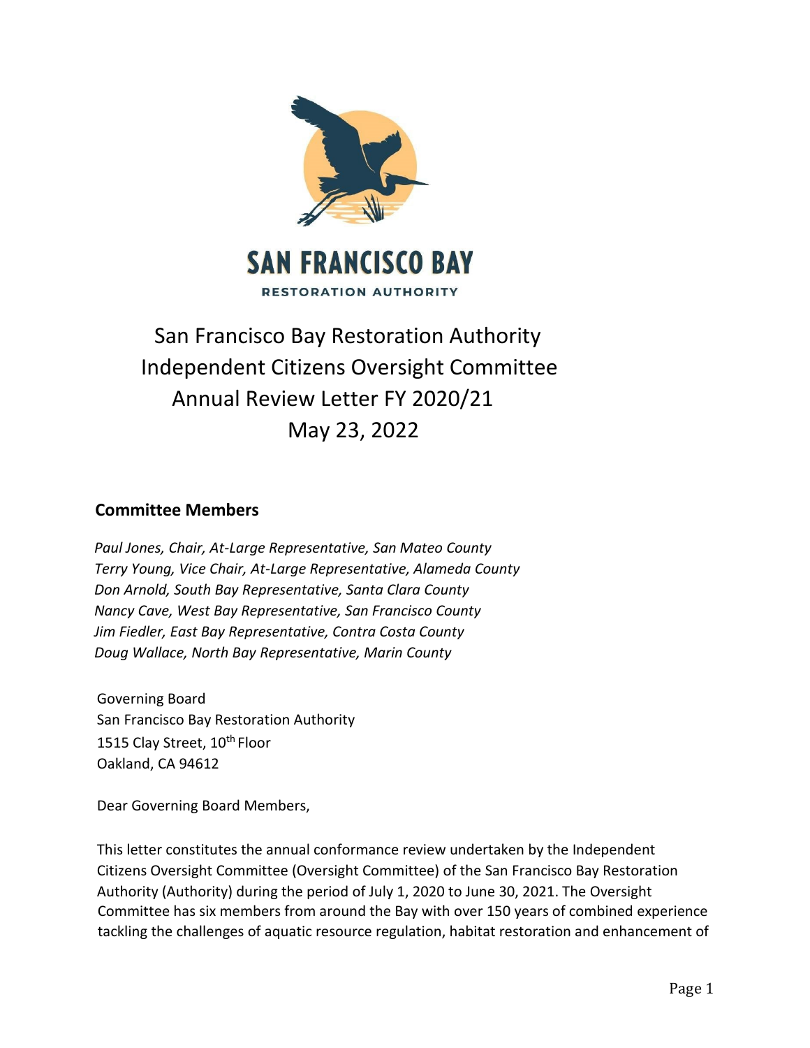SAN FRANCISCO BAY

RESTORATION AUTHORITY

# San Francisco Bay Restoration Authority Independent Citizens Oversight Committee Annual Review Letter FY 2020/21 May 23, 2022

## Committee Members

*Paul Jones, Chair, At-Large Representative, San Mateo County*
*Terry Young, Vice Chair, At-Large Representative, Alameda County*
*Don Arnold, South Bay Representative, Santa Clara County*
*Nancy Cave, West Bay Representative, San Francisco County*
*Jim Fiedler, East Bay Representative, Contra Costa County*
*Doug Wallace, North Bay Representative, Marin County*

Governing Board
San Francisco Bay Restoration Authority
1515 Clay Street, 10th Floor
Oakland, CA 94612

Dear Governing Board Members,

This letter constitutes the annual conformance review undertaken by the Independent Citizens Oversight Committee (Oversight Committee) of the San Francisco Bay Restoration Authority (Authority) during the period of July 1, 2020 to June 30, 2021. The Oversight Committee has six members from around the Bay with over 150 years of combined experience tackling the challenges of aquatic resource regulation, habitat restoration and enhancement of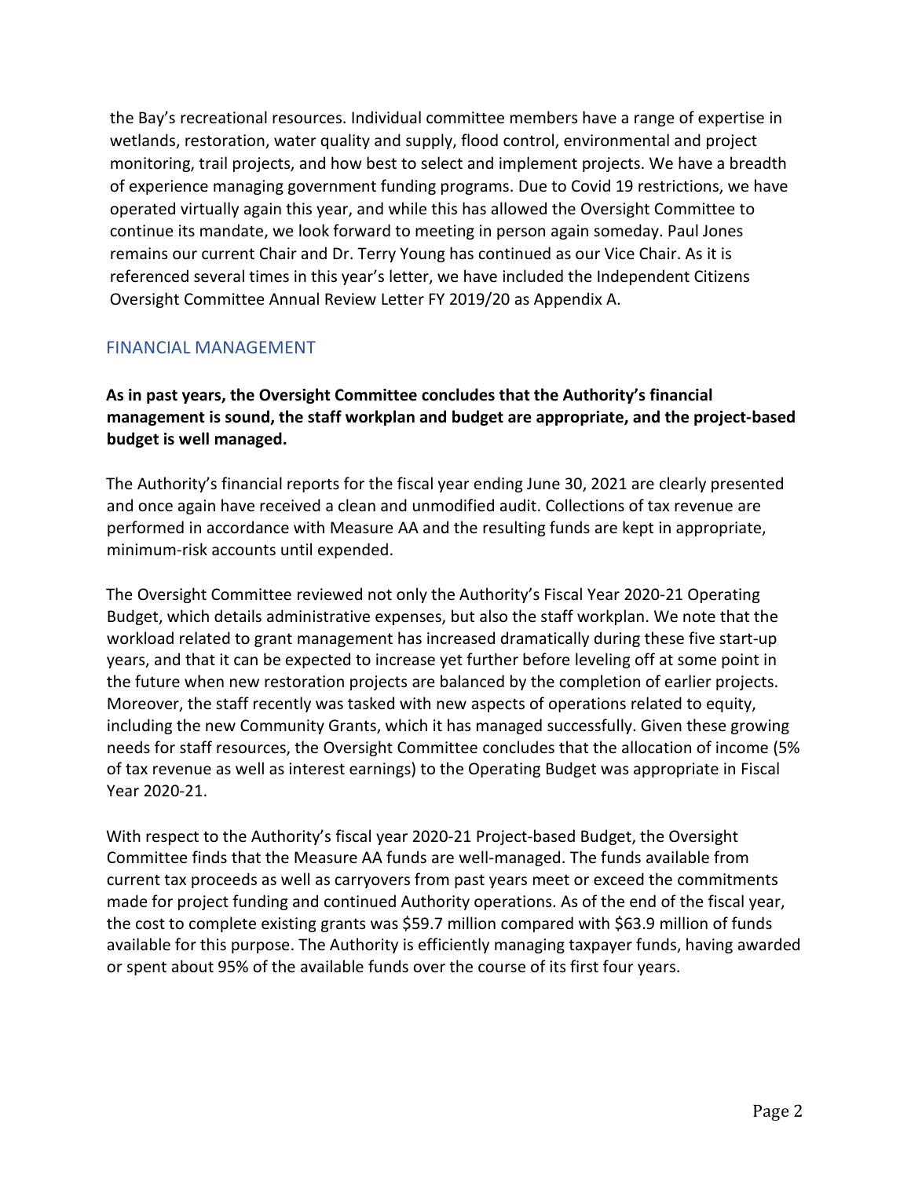the Bay's recreational resources. Individual committee members have a range of expertise in wetlands, restoration, water quality and supply, flood control, environmental and project monitoring, trail projects, and how best to select and implement projects. We have a breadth of experience managing government funding programs. Due to Covid 19 restrictions, we have operated virtually again this year, and while this has allowed the Oversight Committee to continue its mandate, we look forward to meeting in person again someday. Paul Jones remains our current Chair and Dr. Terry Young has continued as our Vice Chair. As it is referenced several times in this year's letter, we have included the Independent Citizens Oversight Committee Annual Review Letter FY 2019/20 as Appendix A.

## FINANCIAL MANAGEMENT

**As in past years, the Oversight Committee concludes that the Authority's financial management is sound, the staff workplan and budget are appropriate, and the project-based budget is well managed.**

The Authority's financial reports for the fiscal year ending June 30, 2021 are clearly presented and once again have received a clean and unmodified audit. Collections of tax revenue are performed in accordance with Measure AA and the resulting funds are kept in appropriate, minimum-risk accounts until expended.

The Oversight Committee reviewed not only the Authority's Fiscal Year 2020-21 Operating Budget, which details administrative expenses, but also the staff workplan. We note that the workload related to grant management has increased dramatically during these five start-up years, and that it can be expected to increase yet further before leveling off at some point in the future when new restoration projects are balanced by the completion of earlier projects. Moreover, the staff recently was tasked with new aspects of operations related to equity, including the new Community Grants, which it has managed successfully. Given these growing needs for staff resources, the Oversight Committee concludes that the allocation of income (5% of tax revenue as well as interest earnings) to the Operating Budget was appropriate in Fiscal Year 2020-21.

With respect to the Authority's fiscal year 2020-21 Project-based Budget, the Oversight Committee finds that the Measure AA funds are well-managed. The funds available from current tax proceeds as well as carryovers from past years meet or exceed the commitments made for project funding and continued Authority operations. As of the end of the fiscal year, the cost to complete existing grants was $59.7 million compared with $63.9 million of funds available for this purpose. The Authority is efficiently managing taxpayer funds, having awarded or spent about 95% of the available funds over the course of its first four years.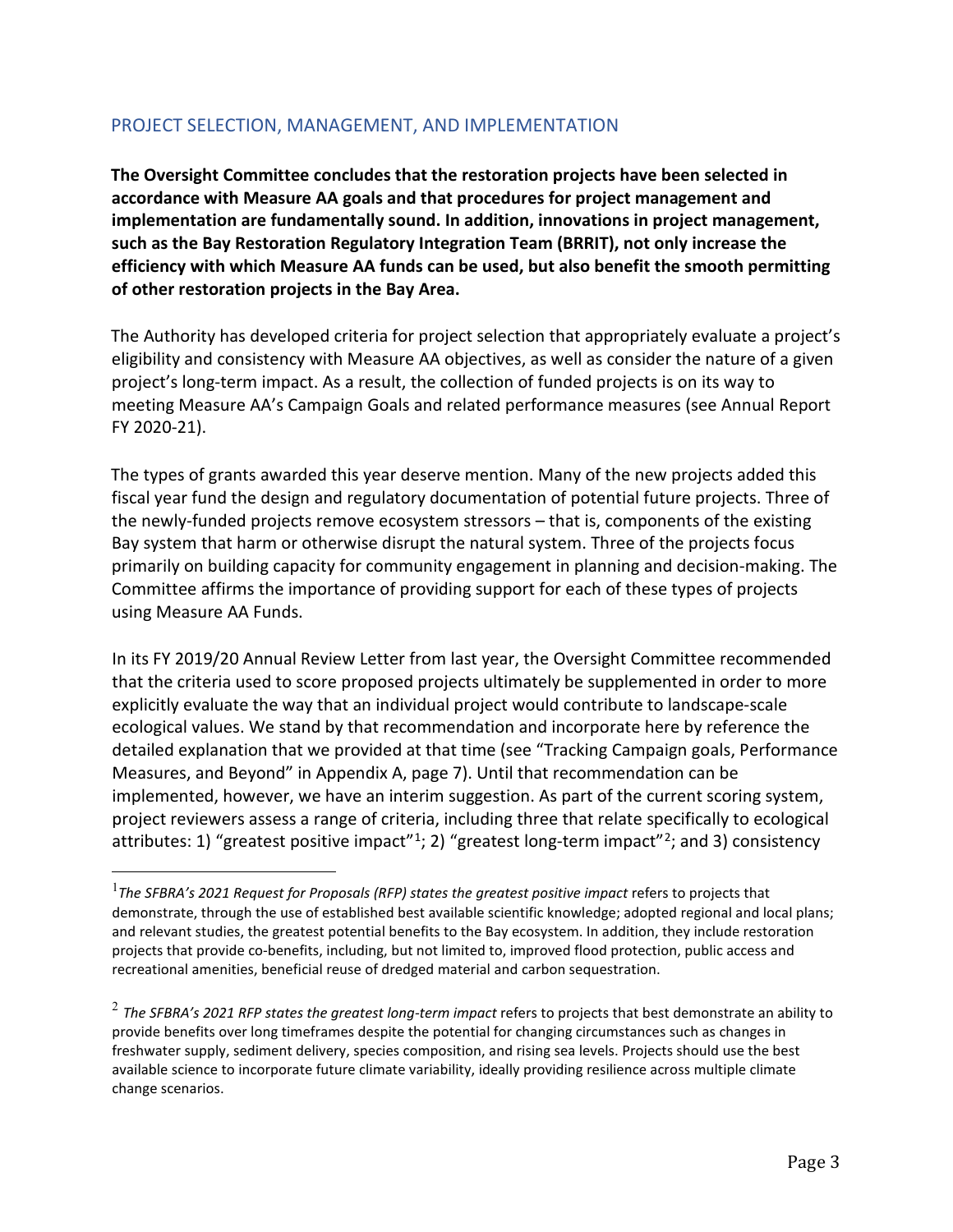## PROJECT SELECTION, MANAGEMENT, AND IMPLEMENTATION

**The Oversight Committee concludes that the restoration projects have been selected in accordance with Measure AA goals and that procedures for project management and implementation are fundamentally sound. In addition, innovations in project management, such as the Bay Restoration Regulatory Integration Team (BRRIT), not only increase the efficiency with which Measure AA funds can be used, but also benefit the smooth permitting of other restoration projects in the Bay Area.**

The Authority has developed criteria for project selection that appropriately evaluate a project's eligibility and consistency with Measure AA objectives, as well as consider the nature of a given project's long-term impact. As a result, the collection of funded projects is on its way to meeting Measure AA's Campaign Goals and related performance measures (see Annual Report FY 2020-21).

The types of grants awarded this year deserve mention. Many of the new projects added this fiscal year fund the design and regulatory documentation of potential future projects. Three of the newly-funded projects remove ecosystem stressors – that is, components of the existing Bay system that harm or otherwise disrupt the natural system. Three of the projects focus primarily on building capacity for community engagement in planning and decision-making. The Committee affirms the importance of providing support for each of these types of projects using Measure AA Funds.

In its FY 2019/20 Annual Review Letter from last year, the Oversight Committee recommended that the criteria used to score proposed projects ultimately be supplemented in order to more explicitly evaluate the way that an individual project would contribute to landscape-scale ecological values. We stand by that recommendation and incorporate here by reference the detailed explanation that we provided at that time (see "Tracking Campaign goals, Performance Measures, and Beyond" in Appendix A, page 7). Until that recommendation can be implemented, however, we have an interim suggestion. As part of the current scoring system, project reviewers assess a range of criteria, including three that relate specifically to ecological attributes: 1) "greatest positive impact"[1]; 2) "greatest long-term impact"[2]; and 3) consistency

[1] *The SFBRA's 2021 Request for Proposals (RFP) states the greatest positive impact* refers to projects that demonstrate, through the use of established best available scientific knowledge; adopted regional and local plans; and relevant studies, the greatest potential benefits to the Bay ecosystem. In addition, they include restoration projects that provide co-benefits, including, but not limited to, improved flood protection, public access and recreational amenities, beneficial reuse of dredged material and carbon sequestration.

[2] *The SFBRA's 2021 RFP states the greatest long-term impact* refers to projects that best demonstrate an ability to provide benefits over long timeframes despite the potential for changing circumstances such as changes in freshwater supply, sediment delivery, species composition, and rising sea levels. Projects should use the best available science to incorporate future climate variability, ideally providing resilience across multiple climate change scenarios.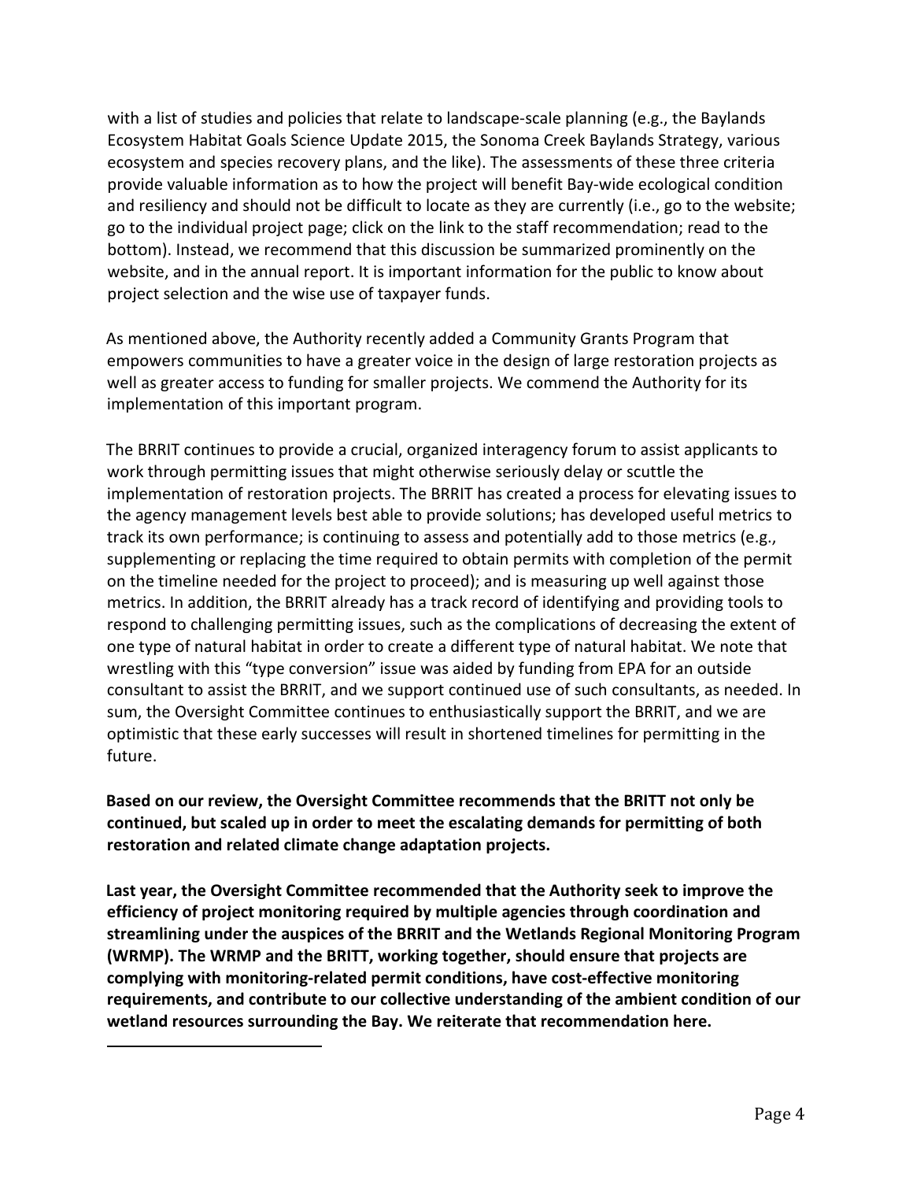with a list of studies and policies that relate to landscape-scale planning (e.g., the Baylands Ecosystem Habitat Goals Science Update 2015, the Sonoma Creek Baylands Strategy, various ecosystem and species recovery plans, and the like). The assessments of these three criteria provide valuable information as to how the project will benefit Bay-wide ecological condition and resiliency and should not be difficult to locate as they are currently (i.e., go to the website; go to the individual project page; click on the link to the staff recommendation; read to the bottom). Instead, we recommend that this discussion be summarized prominently on the website, and in the annual report. It is important information for the public to know about project selection and the wise use of taxpayer funds.

As mentioned above, the Authority recently added a Community Grants Program that empowers communities to have a greater voice in the design of large restoration projects as well as greater access to funding for smaller projects. We commend the Authority for its implementation of this important program.

The BRRIT continues to provide a crucial, organized interagency forum to assist applicants to work through permitting issues that might otherwise seriously delay or scuttle the implementation of restoration projects. The BRRIT has created a process for elevating issues to the agency management levels best able to provide solutions; has developed useful metrics to track its own performance; is continuing to assess and potentially add to those metrics (e.g., supplementing or replacing the time required to obtain permits with completion of the permit on the timeline needed for the project to proceed); and is measuring up well against those metrics. In addition, the BRRIT already has a track record of identifying and providing tools to respond to challenging permitting issues, such as the complications of decreasing the extent of one type of natural habitat in order to create a different type of natural habitat. We note that wrestling with this "type conversion" issue was aided by funding from EPA for an outside consultant to assist the BRRIT, and we support continued use of such consultants, as needed. In sum, the Oversight Committee continues to enthusiastically support the BRRIT, and we are optimistic that these early successes will result in shortened timelines for permitting in the future.

**Based on our review, the Oversight Committee recommends that the BRITT not only be continued, but scaled up in order to meet the escalating demands for permitting of both restoration and related climate change adaptation projects.**

**Last year, the Oversight Committee recommended that the Authority seek to improve the efficiency of project monitoring required by multiple agencies through coordination and streamlining under the auspices of the BRRIT and the Wetlands Regional Monitoring Program (WRMP). The WRMP and the BRITT, working together, should ensure that projects are complying with monitoring-related permit conditions, have cost-effective monitoring requirements, and contribute to our collective understanding of the ambient condition of our wetland resources surrounding the Bay. We reiterate that recommendation here.**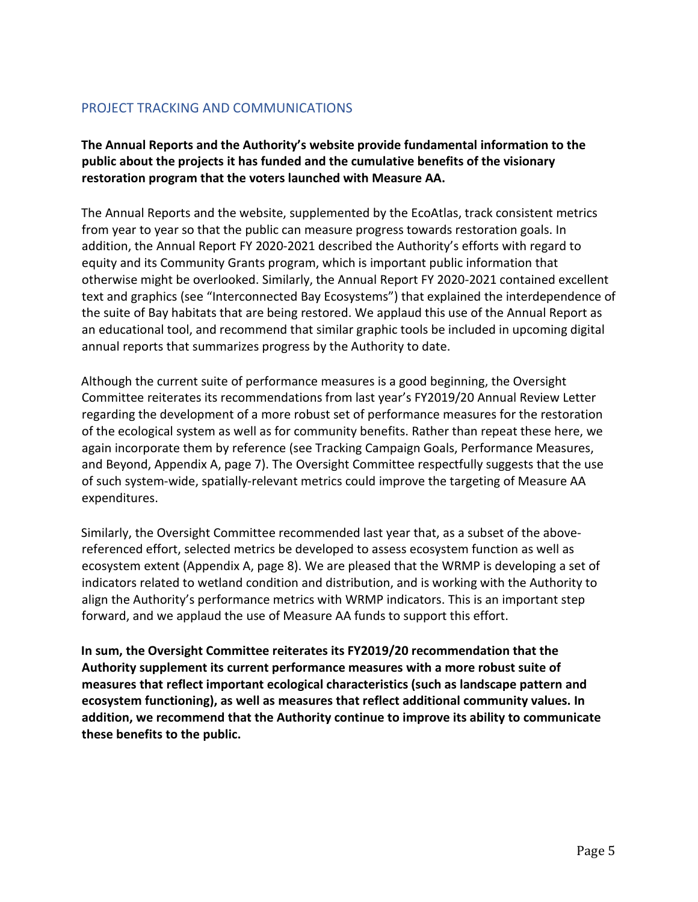## PROJECT TRACKING AND COMMUNICATIONS

**The Annual Reports and the Authority's website provide fundamental information to the public about the projects it has funded and the cumulative benefits of the visionary restoration program that the voters launched with Measure AA.**

The Annual Reports and the website, supplemented by the EcoAtlas, track consistent metrics from year to year so that the public can measure progress towards restoration goals. In addition, the Annual Report FY 2020-2021 described the Authority's efforts with regard to equity and its Community Grants program, which is important public information that otherwise might be overlooked. Similarly, the Annual Report FY 2020-2021 contained excellent text and graphics (see "Interconnected Bay Ecosystems") that explained the interdependence of the suite of Bay habitats that are being restored. We applaud this use of the Annual Report as an educational tool, and recommend that similar graphic tools be included in upcoming digital annual reports that summarizes progress by the Authority to date.

Although the current suite of performance measures is a good beginning, the Oversight Committee reiterates its recommendations from last year's FY2019/20 Annual Review Letter regarding the development of a more robust set of performance measures for the restoration of the ecological system as well as for community benefits. Rather than repeat these here, we again incorporate them by reference (see Tracking Campaign Goals, Performance Measures, and Beyond, Appendix A, page 7). The Oversight Committee respectfully suggests that the use of such system-wide, spatially-relevant metrics could improve the targeting of Measure AA expenditures.

Similarly, the Oversight Committee recommended last year that, as a subset of the above-referenced effort, selected metrics be developed to assess ecosystem function as well as ecosystem extent (Appendix A, page 8). We are pleased that the WRMP is developing a set of indicators related to wetland condition and distribution, and is working with the Authority to align the Authority's performance metrics with WRMP indicators. This is an important step forward, and we applaud the use of Measure AA funds to support this effort.

**In sum, the Oversight Committee reiterates its FY2019/20 recommendation that the Authority supplement its current performance measures with a more robust suite of measures that reflect important ecological characteristics (such as landscape pattern and ecosystem functioning), as well as measures that reflect additional community values. In addition, we recommend that the Authority continue to improve its ability to communicate these benefits to the public.**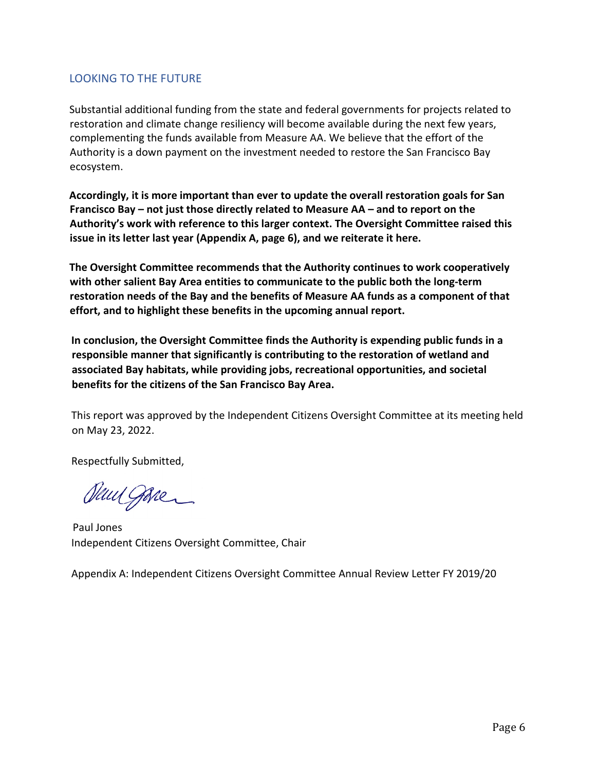## LOOKING TO THE FUTURE

Substantial additional funding from the state and federal governments for projects related to restoration and climate change resiliency will become available during the next few years, complementing the funds available from Measure AA. We believe that the effort of the Authority is a down payment on the investment needed to restore the San Francisco Bay ecosystem.

**Accordingly, it is more important than ever to update the overall restoration goals for San Francisco Bay – not just those directly related to Measure AA – and to report on the Authority's work with reference to this larger context. The Oversight Committee raised this issue in its letter last year (Appendix A, page 6), and we reiterate it here.**

**The Oversight Committee recommends that the Authority continues to work cooperatively with other salient Bay Area entities to communicate to the public both the long-term restoration needs of the Bay and the benefits of Measure AA funds as a component of that effort, and to highlight these benefits in the upcoming annual report.**

**In conclusion, the Oversight Committee finds the Authority is expending public funds in a responsible manner that significantly is contributing to the restoration of wetland and associated Bay habitats, while providing jobs, recreational opportunities, and societal benefits for the citizens of the San Francisco Bay Area.**

This report was approved by the Independent Citizens Oversight Committee at its meeting held on May 23, 2022.

Respectfully Submitted,

Paul Jones
Independent Citizens Oversight Committee, Chair

Appendix A: Independent Citizens Oversight Committee Annual Review Letter FY 2019/20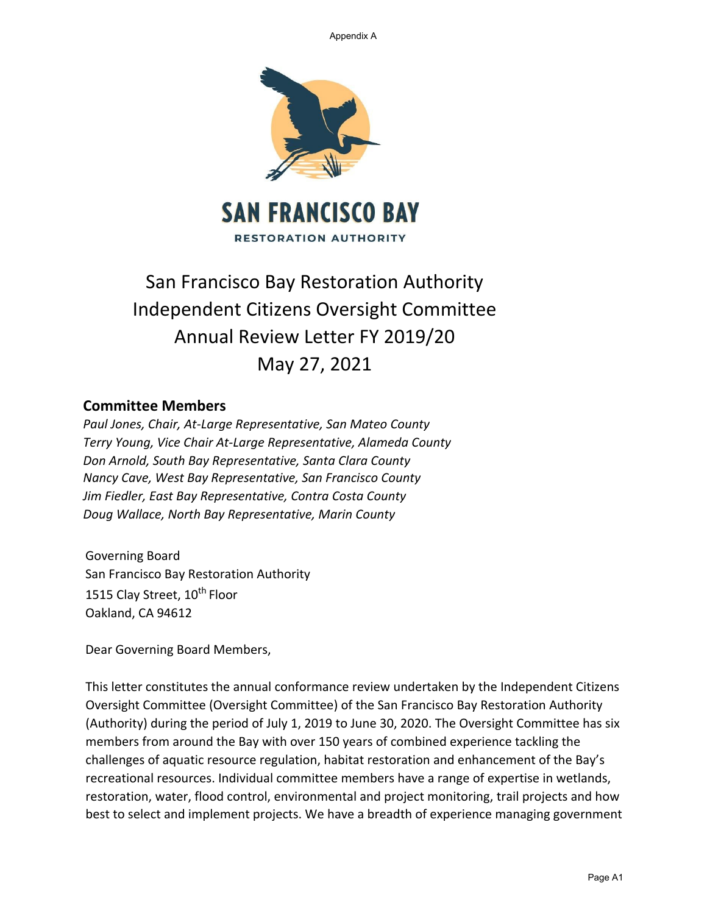Appendix A

SAN FRANCISCO BAY

RESTORATION AUTHORITY

# San Francisco Bay Restoration Authority Independent Citizens Oversight Committee Annual Review Letter FY 2019/20 May 27, 2021

## Committee Members

*Paul Jones, Chair, At-Large Representative, San Mateo County*
*Terry Young, Vice Chair At-Large Representative, Alameda County*
*Don Arnold, South Bay Representative, Santa Clara County*
*Nancy Cave, West Bay Representative, San Francisco County*
*Jim Fiedler, East Bay Representative, Contra Costa County*
*Doug Wallace, North Bay Representative, Marin County*

Governing Board
San Francisco Bay Restoration Authority
1515 Clay Street, 10th Floor
Oakland, CA 94612

Dear Governing Board Members,

This letter constitutes the annual conformance review undertaken by the Independent Citizens Oversight Committee (Oversight Committee) of the San Francisco Bay Restoration Authority (Authority) during the period of July 1, 2019 to June 30, 2020. The Oversight Committee has six members from around the Bay with over 150 years of combined experience tackling the challenges of aquatic resource regulation, habitat restoration and enhancement of the Bay's recreational resources. Individual committee members have a range of expertise in wetlands, restoration, water, flood control, environmental and project monitoring, trail projects and how best to select and implement projects. We have a breadth of experience managing government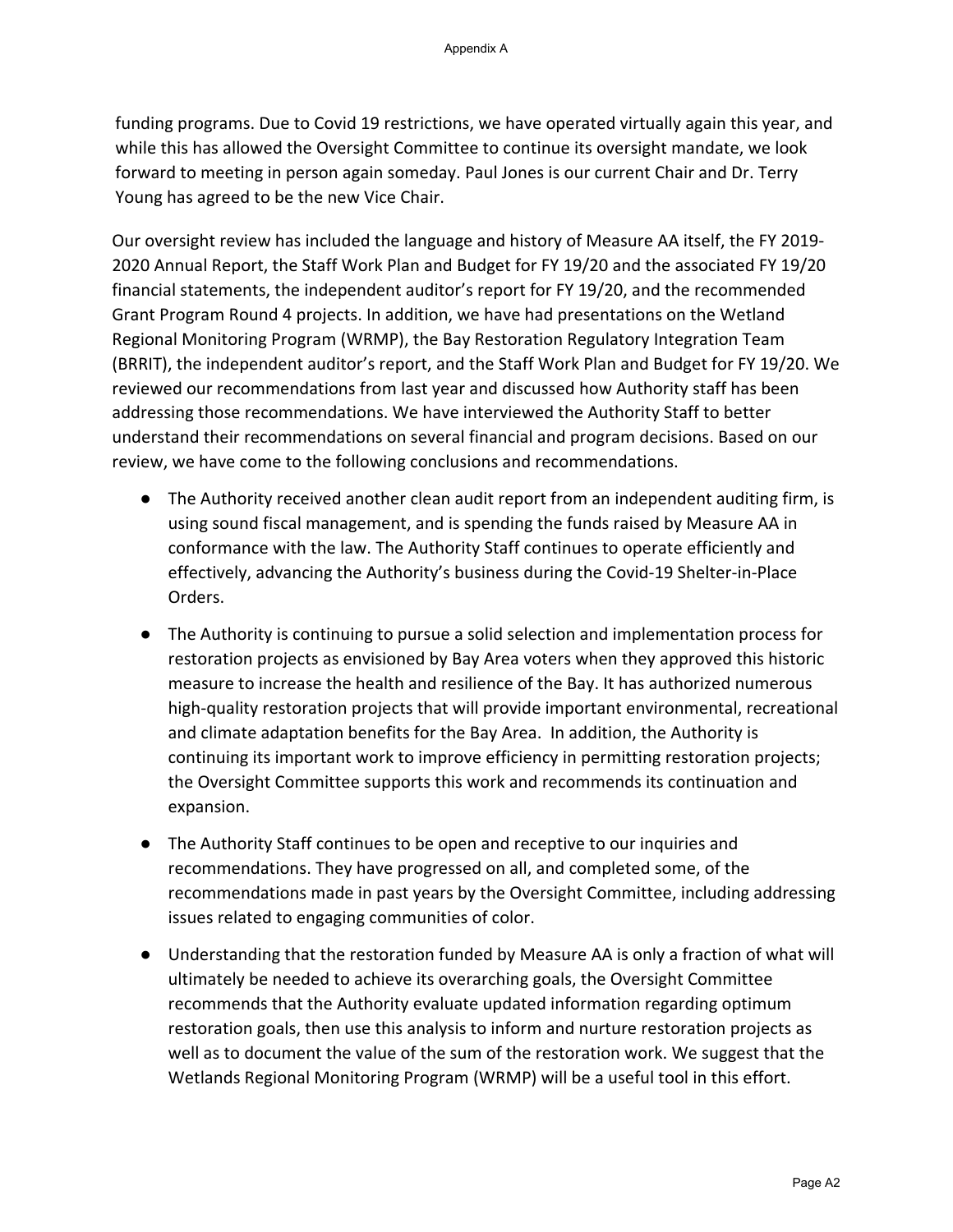funding programs. Due to Covid 19 restrictions, we have operated virtually again this year, and while this has allowed the Oversight Committee to continue its oversight mandate, we look forward to meeting in person again someday. Paul Jones is our current Chair and Dr. Terry Young has agreed to be the new Vice Chair.

Our oversight review has included the language and history of Measure AA itself, the FY 2019-2020 Annual Report, the Staff Work Plan and Budget for FY 19/20 and the associated FY 19/20 financial statements, the independent auditor's report for FY 19/20, and the recommended Grant Program Round 4 projects. In addition, we have had presentations on the Wetland Regional Monitoring Program (WRMP), the Bay Restoration Regulatory Integration Team (BRRIT), the independent auditor's report, and the Staff Work Plan and Budget for FY 19/20. We reviewed our recommendations from last year and discussed how Authority staff has been addressing those recommendations. We have interviewed the Authority Staff to better understand their recommendations on several financial and program decisions. Based on our review, we have come to the following conclusions and recommendations.

- The Authority received another clean audit report from an independent auditing firm, is using sound fiscal management, and is spending the funds raised by Measure AA in conformance with the law. The Authority Staff continues to operate efficiently and effectively, advancing the Authority's business during the Covid-19 Shelter-in-Place Orders.
- The Authority is continuing to pursue a solid selection and implementation process for restoration projects as envisioned by Bay Area voters when they approved this historic measure to increase the health and resilience of the Bay. It has authorized numerous high-quality restoration projects that will provide important environmental, recreational and climate adaptation benefits for the Bay Area. In addition, the Authority is continuing its important work to improve efficiency in permitting restoration projects; the Oversight Committee supports this work and recommends its continuation and expansion.
- The Authority Staff continues to be open and receptive to our inquiries and recommendations. They have progressed on all, and completed some, of the recommendations made in past years by the Oversight Committee, including addressing issues related to engaging communities of color.
- Understanding that the restoration funded by Measure AA is only a fraction of what will ultimately be needed to achieve its overarching goals, the Oversight Committee recommends that the Authority evaluate updated information regarding optimum restoration goals, then use this analysis to inform and nurture restoration projects as well as to document the value of the sum of the restoration work. We suggest that the Wetlands Regional Monitoring Program (WRMP) will be a useful tool in this effort.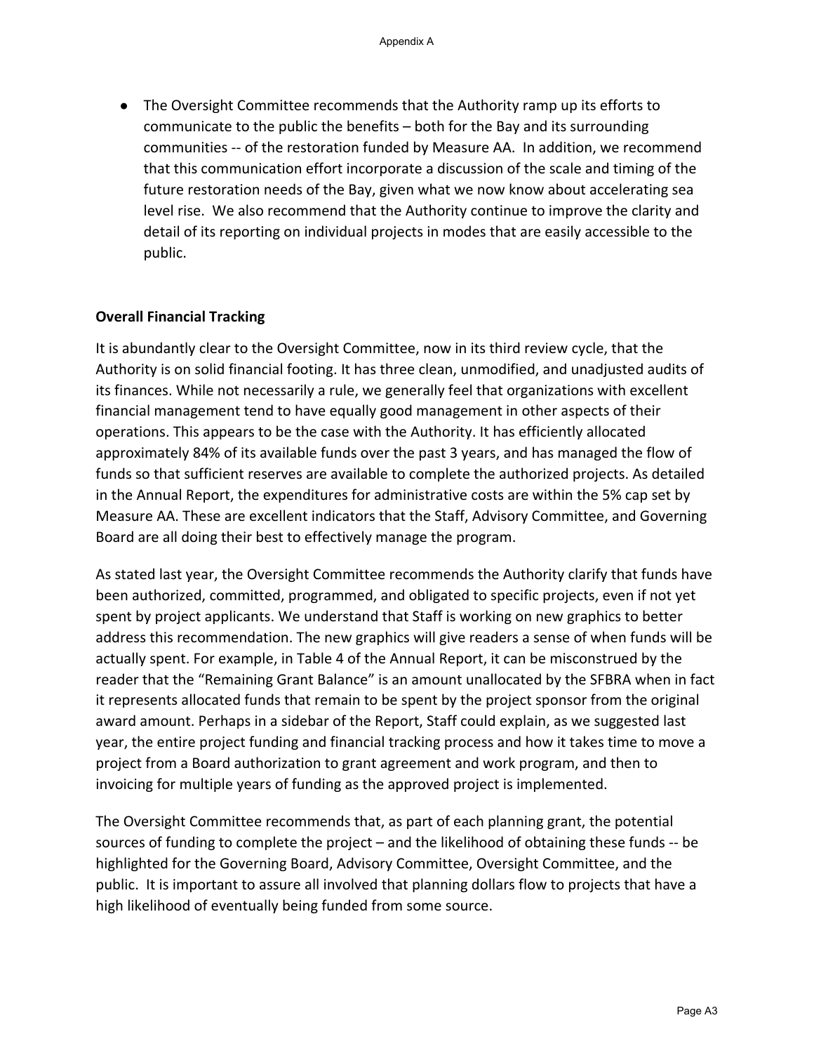- The Oversight Committee recommends that the Authority ramp up its efforts to communicate to the public the benefits – both for the Bay and its surrounding communities -- of the restoration funded by Measure AA. In addition, we recommend that this communication effort incorporate a discussion of the scale and timing of the future restoration needs of the Bay, given what we now know about accelerating sea level rise. We also recommend that the Authority continue to improve the clarity and detail of its reporting on individual projects in modes that are easily accessible to the public.

**Overall Financial Tracking**

It is abundantly clear to the Oversight Committee, now in its third review cycle, that the Authority is on solid financial footing. It has three clean, unmodified, and unadjusted audits of its finances. While not necessarily a rule, we generally feel that organizations with excellent financial management tend to have equally good management in other aspects of their operations. This appears to be the case with the Authority. It has efficiently allocated approximately 84% of its available funds over the past 3 years, and has managed the flow of funds so that sufficient reserves are available to complete the authorized projects. As detailed in the Annual Report, the expenditures for administrative costs are within the 5% cap set by Measure AA. These are excellent indicators that the Staff, Advisory Committee, and Governing Board are all doing their best to effectively manage the program.

As stated last year, the Oversight Committee recommends the Authority clarify that funds have been authorized, committed, programmed, and obligated to specific projects, even if not yet spent by project applicants. We understand that Staff is working on new graphics to better address this recommendation. The new graphics will give readers a sense of when funds will be actually spent. For example, in Table 4 of the Annual Report, it can be misconstrued by the reader that the "Remaining Grant Balance" is an amount unallocated by the SFBRA when in fact it represents allocated funds that remain to be spent by the project sponsor from the original award amount. Perhaps in a sidebar of the Report, Staff could explain, as we suggested last year, the entire project funding and financial tracking process and how it takes time to move a project from a Board authorization to grant agreement and work program, and then to invoicing for multiple years of funding as the approved project is implemented.

The Oversight Committee recommends that, as part of each planning grant, the potential sources of funding to complete the project – and the likelihood of obtaining these funds -- be highlighted for the Governing Board, Advisory Committee, Oversight Committee, and the public. It is important to assure all involved that planning dollars flow to projects that have a high likelihood of eventually being funded from some source.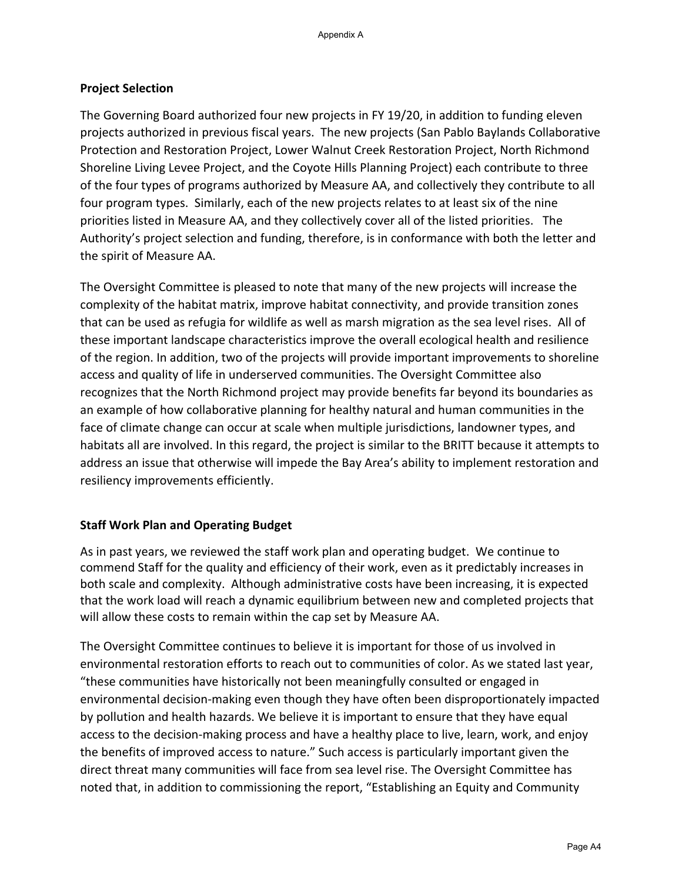## Project Selection

The Governing Board authorized four new projects in FY 19/20, in addition to funding eleven projects authorized in previous fiscal years. The new projects (San Pablo Baylands Collaborative Protection and Restoration Project, Lower Walnut Creek Restoration Project, North Richmond Shoreline Living Levee Project, and the Coyote Hills Planning Project) each contribute to three of the four types of programs authorized by Measure AA, and collectively they contribute to all four program types. Similarly, each of the new projects relates to at least six of the nine priorities listed in Measure AA, and they collectively cover all of the listed priorities. The Authority's project selection and funding, therefore, is in conformance with both the letter and the spirit of Measure AA.

The Oversight Committee is pleased to note that many of the new projects will increase the complexity of the habitat matrix, improve habitat connectivity, and provide transition zones that can be used as refugia for wildlife as well as marsh migration as the sea level rises. All of these important landscape characteristics improve the overall ecological health and resilience of the region. In addition, two of the projects will provide important improvements to shoreline access and quality of life in underserved communities. The Oversight Committee also recognizes that the North Richmond project may provide benefits far beyond its boundaries as an example of how collaborative planning for healthy natural and human communities in the face of climate change can occur at scale when multiple jurisdictions, landowner types, and habitats all are involved. In this regard, the project is similar to the BRITT because it attempts to address an issue that otherwise will impede the Bay Area's ability to implement restoration and resiliency improvements efficiently.

## Staff Work Plan and Operating Budget

As in past years, we reviewed the staff work plan and operating budget. We continue to commend Staff for the quality and efficiency of their work, even as it predictably increases in both scale and complexity. Although administrative costs have been increasing, it is expected that the work load will reach a dynamic equilibrium between new and completed projects that will allow these costs to remain within the cap set by Measure AA.

The Oversight Committee continues to believe it is important for those of us involved in environmental restoration efforts to reach out to communities of color. As we stated last year, "these communities have historically not been meaningfully consulted or engaged in environmental decision-making even though they have often been disproportionately impacted by pollution and health hazards. We believe it is important to ensure that they have equal access to the decision-making process and have a healthy place to live, learn, work, and enjoy the benefits of improved access to nature." Such access is particularly important given the direct threat many communities will face from sea level rise. The Oversight Committee has noted that, in addition to commissioning the report, "Establishing an Equity and Community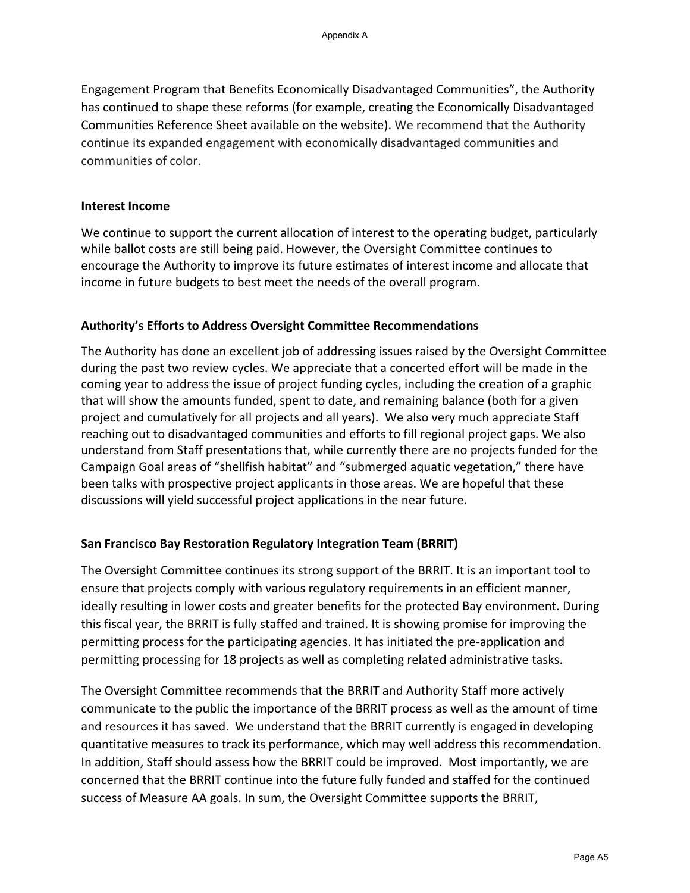Engagement Program that Benefits Economically Disadvantaged Communities", the Authority has continued to shape these reforms (for example, creating the Economically Disadvantaged Communities Reference Sheet available on the website). We recommend that the Authority continue its expanded engagement with economically disadvantaged communities and communities of color.

**Interest Income**

We continue to support the current allocation of interest to the operating budget, particularly while ballot costs are still being paid. However, the Oversight Committee continues to encourage the Authority to improve its future estimates of interest income and allocate that income in future budgets to best meet the needs of the overall program.

**Authority's Efforts to Address Oversight Committee Recommendations**

The Authority has done an excellent job of addressing issues raised by the Oversight Committee during the past two review cycles. We appreciate that a concerted effort will be made in the coming year to address the issue of project funding cycles, including the creation of a graphic that will show the amounts funded, spent to date, and remaining balance (both for a given project and cumulatively for all projects and all years). We also very much appreciate Staff reaching out to disadvantaged communities and efforts to fill regional project gaps. We also understand from Staff presentations that, while currently there are no projects funded for the Campaign Goal areas of "shellfish habitat" and "submerged aquatic vegetation," there have been talks with prospective project applicants in those areas. We are hopeful that these discussions will yield successful project applications in the near future.

**San Francisco Bay Restoration Regulatory Integration Team (BRRIT)**

The Oversight Committee continues its strong support of the BRRIT. It is an important tool to ensure that projects comply with various regulatory requirements in an efficient manner, ideally resulting in lower costs and greater benefits for the protected Bay environment. During this fiscal year, the BRRIT is fully staffed and trained. It is showing promise for improving the permitting process for the participating agencies. It has initiated the pre-application and permitting processing for 18 projects as well as completing related administrative tasks.

The Oversight Committee recommends that the BRRIT and Authority Staff more actively communicate to the public the importance of the BRRIT process as well as the amount of time and resources it has saved. We understand that the BRRIT currently is engaged in developing quantitative measures to track its performance, which may well address this recommendation. In addition, Staff should assess how the BRRIT could be improved. Most importantly, we are concerned that the BRRIT continue into the future fully funded and staffed for the continued success of Measure AA goals. In sum, the Oversight Committee supports the BRRIT,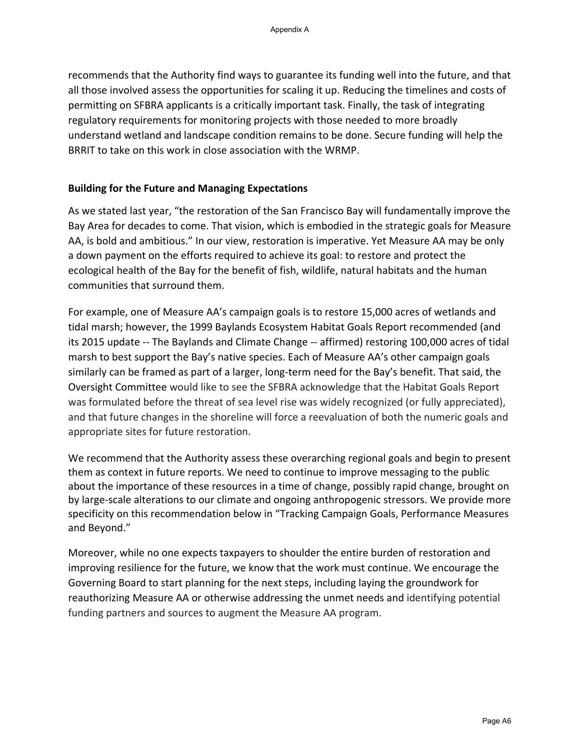recommends that the Authority find ways to guarantee its funding well into the future, and that all those involved assess the opportunities for scaling it up. Reducing the timelines and costs of permitting on SFBRA applicants is a critically important task. Finally, the task of integrating regulatory requirements for monitoring projects with those needed to more broadly understand wetland and landscape condition remains to be done. Secure funding will help the BRRIT to take on this work in close association with the WRMP.

**Building for the Future and Managing Expectations**

As we stated last year, "the restoration of the San Francisco Bay will fundamentally improve the Bay Area for decades to come. That vision, which is embodied in the strategic goals for Measure AA, is bold and ambitious." In our view, restoration is imperative. Yet Measure AA may be only a down payment on the efforts required to achieve its goal: to restore and protect the ecological health of the Bay for the benefit of fish, wildlife, natural habitats and the human communities that surround them.

For example, one of Measure AA's campaign goals is to restore 15,000 acres of wetlands and tidal marsh; however, the 1999 Baylands Ecosystem Habitat Goals Report recommended (and its 2015 update -- The Baylands and Climate Change -- affirmed) restoring 100,000 acres of tidal marsh to best support the Bay's native species. Each of Measure AA's other campaign goals similarly can be framed as part of a larger, long-term need for the Bay's benefit. That said, the Oversight Committee would like to see the SFBRA acknowledge that the Habitat Goals Report was formulated before the threat of sea level rise was widely recognized (or fully appreciated), and that future changes in the shoreline will force a reevaluation of both the numeric goals and appropriate sites for future restoration.

We recommend that the Authority assess these overarching regional goals and begin to present them as context in future reports. We need to continue to improve messaging to the public about the importance of these resources in a time of change, possibly rapid change, brought on by large-scale alterations to our climate and ongoing anthropogenic stressors. We provide more specificity on this recommendation below in "Tracking Campaign Goals, Performance Measures and Beyond."

Moreover, while no one expects taxpayers to shoulder the entire burden of restoration and improving resilience for the future, we know that the work must continue. We encourage the Governing Board to start planning for the next steps, including laying the groundwork for reauthorizing Measure AA or otherwise addressing the unmet needs and identifying potential funding partners and sources to augment the Measure AA program.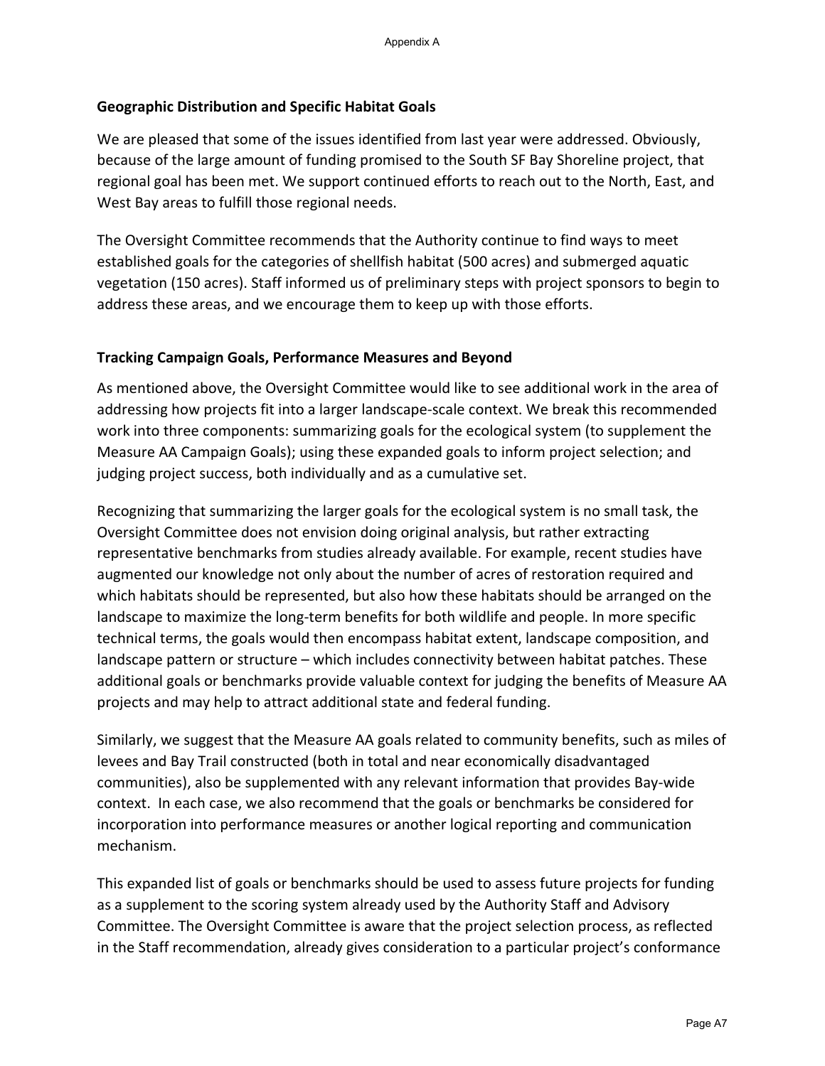### Geographic Distribution and Specific Habitat Goals

We are pleased that some of the issues identified from last year were addressed. Obviously, because of the large amount of funding promised to the South SF Bay Shoreline project, that regional goal has been met. We support continued efforts to reach out to the North, East, and West Bay areas to fulfill those regional needs.

The Oversight Committee recommends that the Authority continue to find ways to meet established goals for the categories of shellfish habitat (500 acres) and submerged aquatic vegetation (150 acres). Staff informed us of preliminary steps with project sponsors to begin to address these areas, and we encourage them to keep up with those efforts.

### Tracking Campaign Goals, Performance Measures and Beyond

As mentioned above, the Oversight Committee would like to see additional work in the area of addressing how projects fit into a larger landscape-scale context. We break this recommended work into three components: summarizing goals for the ecological system (to supplement the Measure AA Campaign Goals); using these expanded goals to inform project selection; and judging project success, both individually and as a cumulative set.

Recognizing that summarizing the larger goals for the ecological system is no small task, the Oversight Committee does not envision doing original analysis, but rather extracting representative benchmarks from studies already available. For example, recent studies have augmented our knowledge not only about the number of acres of restoration required and which habitats should be represented, but also how these habitats should be arranged on the landscape to maximize the long-term benefits for both wildlife and people. In more specific technical terms, the goals would then encompass habitat extent, landscape composition, and landscape pattern or structure – which includes connectivity between habitat patches. These additional goals or benchmarks provide valuable context for judging the benefits of Measure AA projects and may help to attract additional state and federal funding.

Similarly, we suggest that the Measure AA goals related to community benefits, such as miles of levees and Bay Trail constructed (both in total and near economically disadvantaged communities), also be supplemented with any relevant information that provides Bay-wide context. In each case, we also recommend that the goals or benchmarks be considered for incorporation into performance measures or another logical reporting and communication mechanism.

This expanded list of goals or benchmarks should be used to assess future projects for funding as a supplement to the scoring system already used by the Authority Staff and Advisory Committee. The Oversight Committee is aware that the project selection process, as reflected in the Staff recommendation, already gives consideration to a particular project's conformance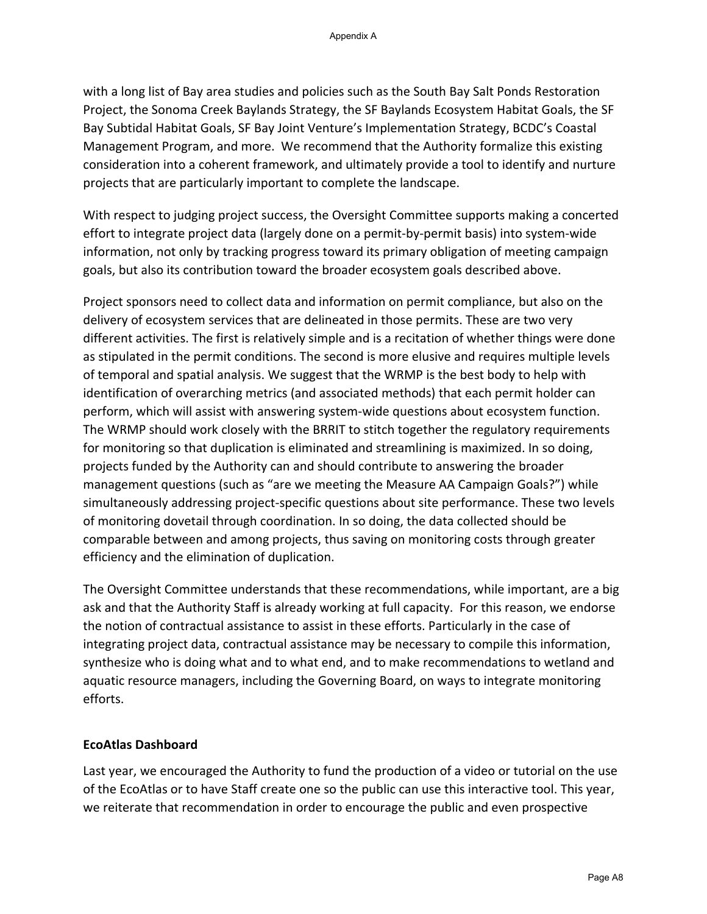with a long list of Bay area studies and policies such as the South Bay Salt Ponds Restoration Project, the Sonoma Creek Baylands Strategy, the SF Baylands Ecosystem Habitat Goals, the SF Bay Subtidal Habitat Goals, SF Bay Joint Venture's Implementation Strategy, BCDC's Coastal Management Program, and more. We recommend that the Authority formalize this existing consideration into a coherent framework, and ultimately provide a tool to identify and nurture projects that are particularly important to complete the landscape.

With respect to judging project success, the Oversight Committee supports making a concerted effort to integrate project data (largely done on a permit-by-permit basis) into system-wide information, not only by tracking progress toward its primary obligation of meeting campaign goals, but also its contribution toward the broader ecosystem goals described above.

Project sponsors need to collect data and information on permit compliance, but also on the delivery of ecosystem services that are delineated in those permits. These are two very different activities. The first is relatively simple and is a recitation of whether things were done as stipulated in the permit conditions. The second is more elusive and requires multiple levels of temporal and spatial analysis. We suggest that the WRMP is the best body to help with identification of overarching metrics (and associated methods) that each permit holder can perform, which will assist with answering system-wide questions about ecosystem function. The WRMP should work closely with the BRRIT to stitch together the regulatory requirements for monitoring so that duplication is eliminated and streamlining is maximized. In so doing, projects funded by the Authority can and should contribute to answering the broader management questions (such as "are we meeting the Measure AA Campaign Goals?") while simultaneously addressing project-specific questions about site performance. These two levels of monitoring dovetail through coordination. In so doing, the data collected should be comparable between and among projects, thus saving on monitoring costs through greater efficiency and the elimination of duplication.

The Oversight Committee understands that these recommendations, while important, are a big ask and that the Authority Staff is already working at full capacity. For this reason, we endorse the notion of contractual assistance to assist in these efforts. Particularly in the case of integrating project data, contractual assistance may be necessary to compile this information, synthesize who is doing what and to what end, and to make recommendations to wetland and aquatic resource managers, including the Governing Board, on ways to integrate monitoring efforts.

**EcoAtlas Dashboard**

Last year, we encouraged the Authority to fund the production of a video or tutorial on the use of the EcoAtlas or to have Staff create one so the public can use this interactive tool. This year, we reiterate that recommendation in order to encourage the public and even prospective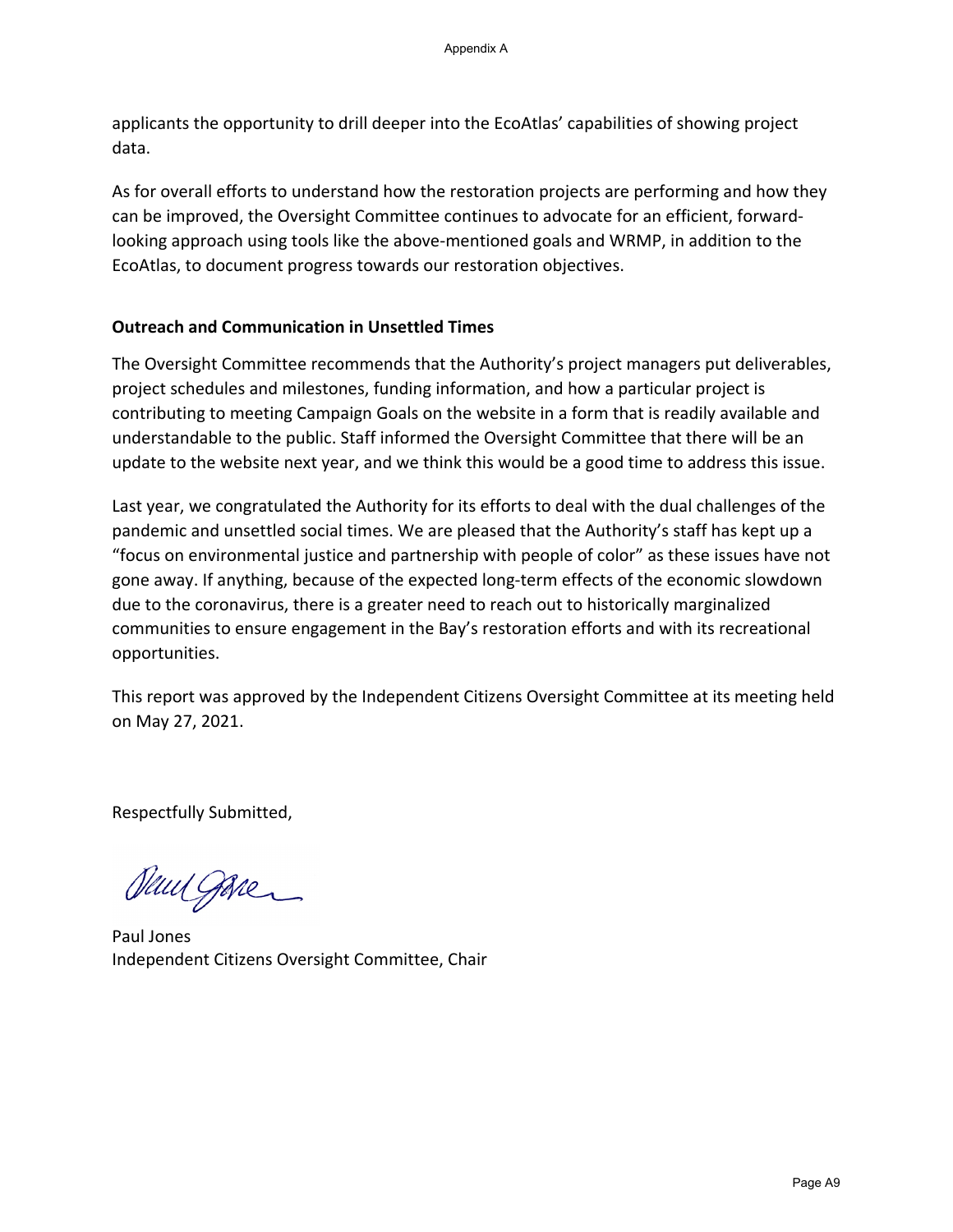applicants the opportunity to drill deeper into the EcoAtlas' capabilities of showing project data.

As for overall efforts to understand how the restoration projects are performing and how they can be improved, the Oversight Committee continues to advocate for an efficient, forward-looking approach using tools like the above-mentioned goals and WRMP, in addition to the EcoAtlas, to document progress towards our restoration objectives.

**Outreach and Communication in Unsettled Times**

The Oversight Committee recommends that the Authority's project managers put deliverables, project schedules and milestones, funding information, and how a particular project is contributing to meeting Campaign Goals on the website in a form that is readily available and understandable to the public. Staff informed the Oversight Committee that there will be an update to the website next year, and we think this would be a good time to address this issue.

Last year, we congratulated the Authority for its efforts to deal with the dual challenges of the pandemic and unsettled social times. We are pleased that the Authority's staff has kept up a "focus on environmental justice and partnership with people of color" as these issues have not gone away. If anything, because of the expected long-term effects of the economic slowdown due to the coronavirus, there is a greater need to reach out to historically marginalized communities to ensure engagement in the Bay's restoration efforts and with its recreational opportunities.

This report was approved by the Independent Citizens Oversight Committee at its meeting held on May 27, 2021.

Respectfully Submitted,

Paul Jones
Independent Citizens Oversight Committee, Chair